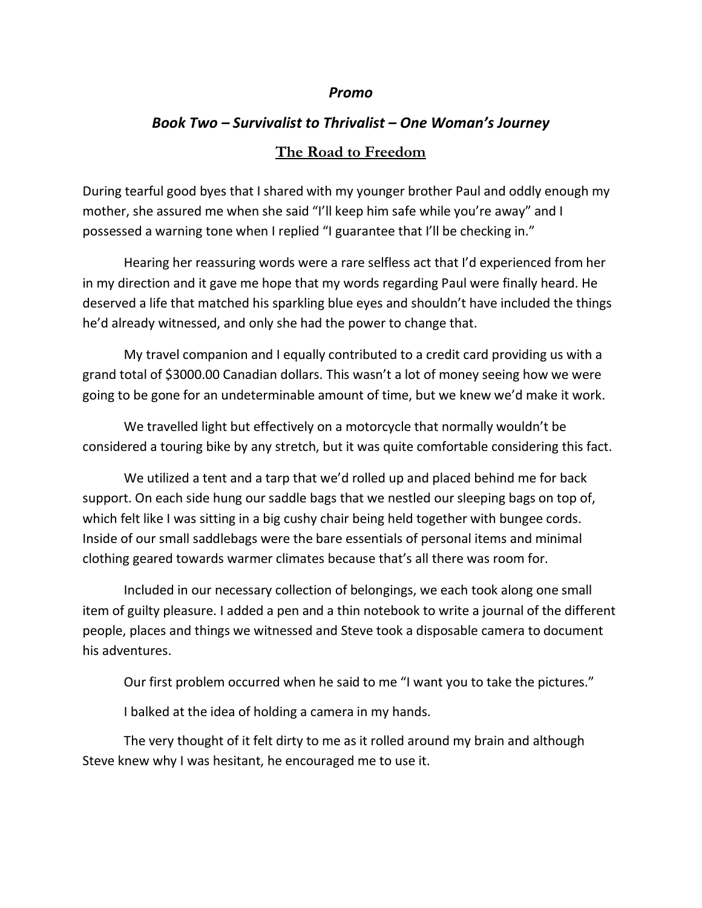*Promo*

## *Book Two – Survivalist to Thrivalist – One Woman's Journey*

# The Road to Freedom

During tearful good byes that I shared with my younger brother Paul and oddly enough my mother, she assured me when she said "I'll keep him safe while you're away" and I possessed a warning tone when I replied "I guarantee that I'll be checking in."

Hearing her reassuring words were a rare selfless act that I'd experienced from her in my direction and it gave me hope that my words regarding Paul were finally heard. He deserved a life that matched his sparkling blue eyes and shouldn't have included the things he'd already witnessed, and only she had the power to change that.

My travel companion and I equally contributed to a credit card providing us with a grand total of $3000.00 Canadian dollars. This wasn't a lot of money seeing how we were going to be gone for an undeterminable amount of time, but we knew we'd make it work.

We travelled light but effectively on a motorcycle that normally wouldn't be considered a touring bike by any stretch, but it was quite comfortable considering this fact.

We utilized a tent and a tarp that we'd rolled up and placed behind me for back support. On each side hung our saddle bags that we nestled our sleeping bags on top of, which felt like I was sitting in a big cushy chair being held together with bungee cords. Inside of our small saddlebags were the bare essentials of personal items and minimal clothing geared towards warmer climates because that's all there was room for.

Included in our necessary collection of belongings, we each took along one small item of guilty pleasure. I added a pen and a thin notebook to write a journal of the different people, places and things we witnessed and Steve took a disposable camera to document his adventures.

Our first problem occurred when he said to me "I want you to take the pictures."

I balked at the idea of holding a camera in my hands.

The very thought of it felt dirty to me as it rolled around my brain and although Steve knew why I was hesitant, he encouraged me to use it.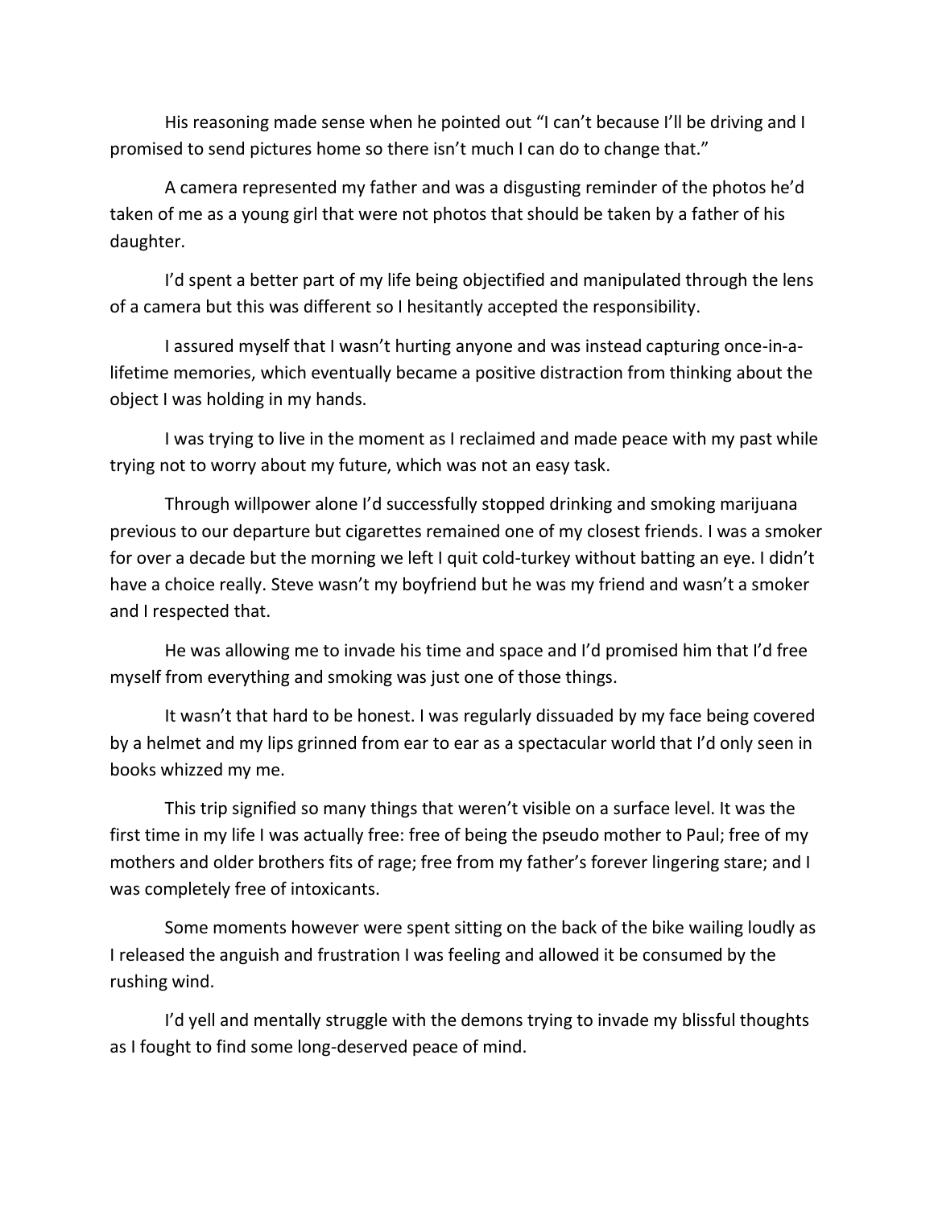His reasoning made sense when he pointed out "I can't because I'll be driving and I promised to send pictures home so there isn't much I can do to change that."

A camera represented my father and was a disgusting reminder of the photos he'd taken of me as a young girl that were not photos that should be taken by a father of his daughter.

I'd spent a better part of my life being objectified and manipulated through the lens of a camera but this was different so I hesitantly accepted the responsibility.

I assured myself that I wasn't hurting anyone and was instead capturing once-in-a-lifetime memories, which eventually became a positive distraction from thinking about the object I was holding in my hands.

I was trying to live in the moment as I reclaimed and made peace with my past while trying not to worry about my future, which was not an easy task.

Through willpower alone I'd successfully stopped drinking and smoking marijuana previous to our departure but cigarettes remained one of my closest friends. I was a smoker for over a decade but the morning we left I quit cold-turkey without batting an eye. I didn't have a choice really. Steve wasn't my boyfriend but he was my friend and wasn't a smoker and I respected that.

He was allowing me to invade his time and space and I'd promised him that I'd free myself from everything and smoking was just one of those things.

It wasn't that hard to be honest. I was regularly dissuaded by my face being covered by a helmet and my lips grinned from ear to ear as a spectacular world that I'd only seen in books whizzed my me.

This trip signified so many things that weren't visible on a surface level. It was the first time in my life I was actually free: free of being the pseudo mother to Paul; free of my mothers and older brothers fits of rage; free from my father's forever lingering stare; and I was completely free of intoxicants.

Some moments however were spent sitting on the back of the bike wailing loudly as I released the anguish and frustration I was feeling and allowed it be consumed by the rushing wind.

I'd yell and mentally struggle with the demons trying to invade my blissful thoughts as I fought to find some long-deserved peace of mind.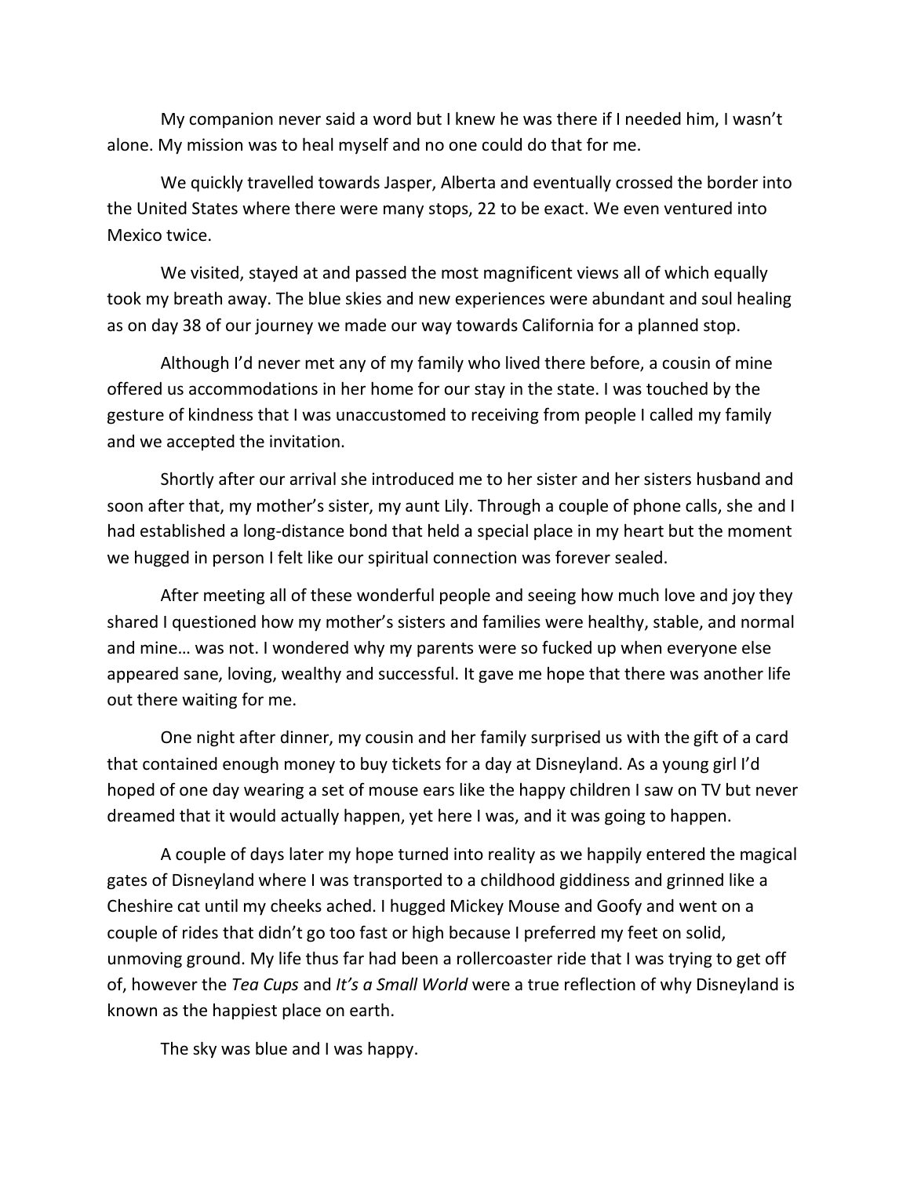My companion never said a word but I knew he was there if I needed him, I wasn't alone. My mission was to heal myself and no one could do that for me.

We quickly travelled towards Jasper, Alberta and eventually crossed the border into the United States where there were many stops, 22 to be exact. We even ventured into Mexico twice.

We visited, stayed at and passed the most magnificent views all of which equally took my breath away. The blue skies and new experiences were abundant and soul healing as on day 38 of our journey we made our way towards California for a planned stop.

Although I'd never met any of my family who lived there before, a cousin of mine offered us accommodations in her home for our stay in the state. I was touched by the gesture of kindness that I was unaccustomed to receiving from people I called my family and we accepted the invitation.

Shortly after our arrival she introduced me to her sister and her sisters husband and soon after that, my mother's sister, my aunt Lily. Through a couple of phone calls, she and I had established a long-distance bond that held a special place in my heart but the moment we hugged in person I felt like our spiritual connection was forever sealed.

After meeting all of these wonderful people and seeing how much love and joy they shared I questioned how my mother's sisters and families were healthy, stable, and normal and mine… was not. I wondered why my parents were so fucked up when everyone else appeared sane, loving, wealthy and successful. It gave me hope that there was another life out there waiting for me.

One night after dinner, my cousin and her family surprised us with the gift of a card that contained enough money to buy tickets for a day at Disneyland. As a young girl I'd hoped of one day wearing a set of mouse ears like the happy children I saw on TV but never dreamed that it would actually happen, yet here I was, and it was going to happen.

A couple of days later my hope turned into reality as we happily entered the magical gates of Disneyland where I was transported to a childhood giddiness and grinned like a Cheshire cat until my cheeks ached. I hugged Mickey Mouse and Goofy and went on a couple of rides that didn't go too fast or high because I preferred my feet on solid, unmoving ground. My life thus far had been a rollercoaster ride that I was trying to get off of, however the *Tea Cups* and *It's a Small World* were a true reflection of why Disneyland is known as the happiest place on earth.

The sky was blue and I was happy.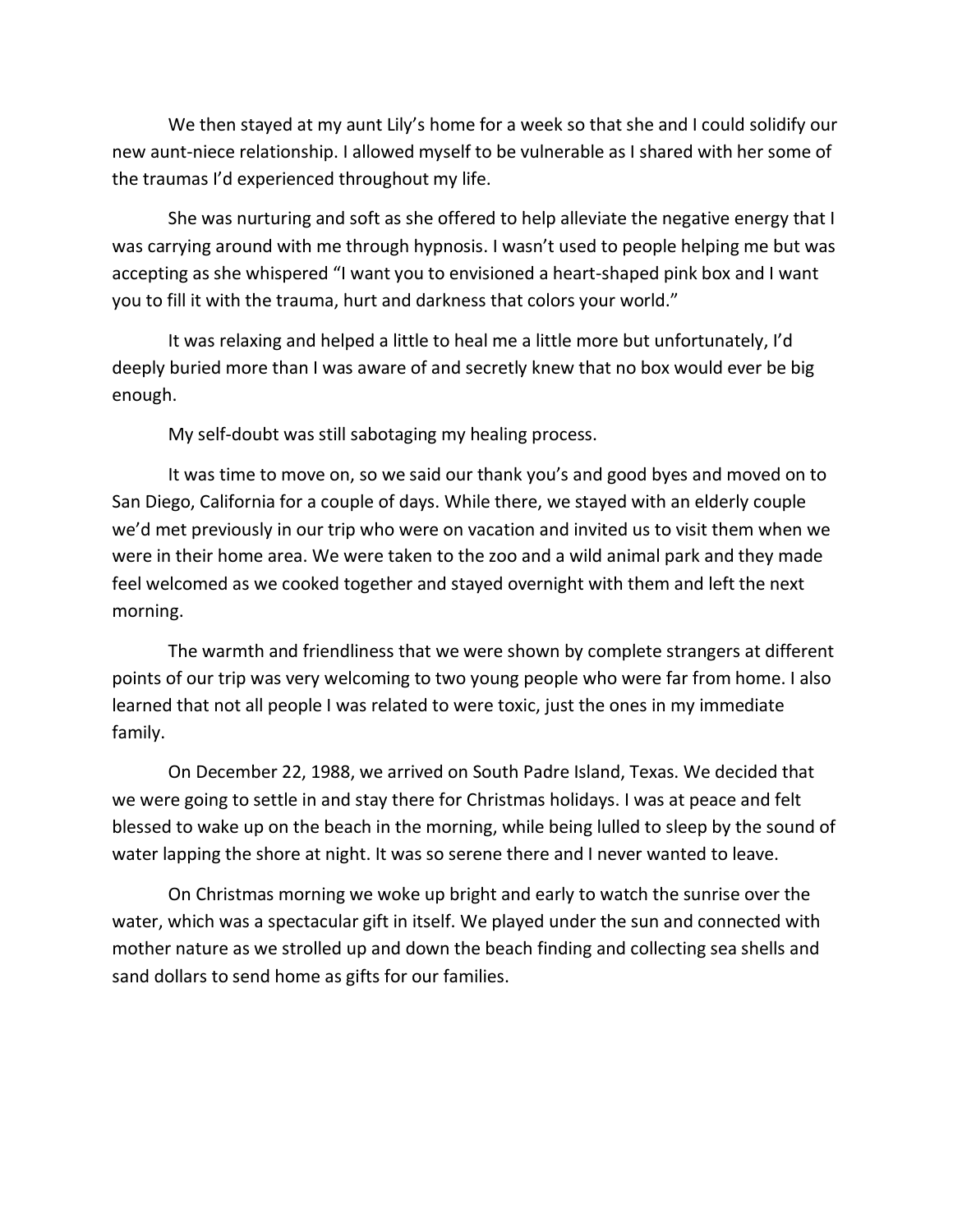We then stayed at my aunt Lily's home for a week so that she and I could solidify our new aunt-niece relationship. I allowed myself to be vulnerable as I shared with her some of the traumas I'd experienced throughout my life.

She was nurturing and soft as she offered to help alleviate the negative energy that I was carrying around with me through hypnosis. I wasn't used to people helping me but was accepting as she whispered "I want you to envisioned a heart-shaped pink box and I want you to fill it with the trauma, hurt and darkness that colors your world."

It was relaxing and helped a little to heal me a little more but unfortunately, I'd deeply buried more than I was aware of and secretly knew that no box would ever be big enough.

My self-doubt was still sabotaging my healing process.

It was time to move on, so we said our thank you's and good byes and moved on to San Diego, California for a couple of days. While there, we stayed with an elderly couple we'd met previously in our trip who were on vacation and invited us to visit them when we were in their home area. We were taken to the zoo and a wild animal park and they made feel welcomed as we cooked together and stayed overnight with them and left the next morning.

The warmth and friendliness that we were shown by complete strangers at different points of our trip was very welcoming to two young people who were far from home. I also learned that not all people I was related to were toxic, just the ones in my immediate family.

On December 22, 1988, we arrived on South Padre Island, Texas. We decided that we were going to settle in and stay there for Christmas holidays. I was at peace and felt blessed to wake up on the beach in the morning, while being lulled to sleep by the sound of water lapping the shore at night. It was so serene there and I never wanted to leave.

On Christmas morning we woke up bright and early to watch the sunrise over the water, which was a spectacular gift in itself. We played under the sun and connected with mother nature as we strolled up and down the beach finding and collecting sea shells and sand dollars to send home as gifts for our families.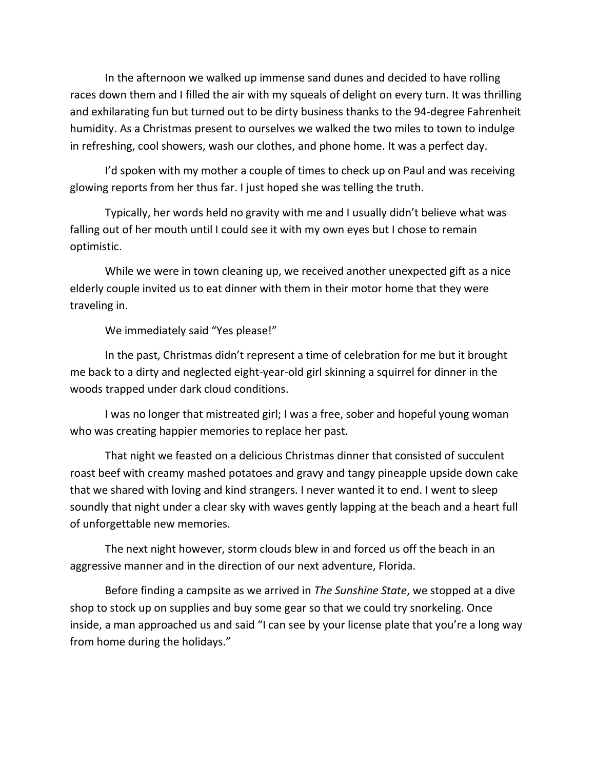In the afternoon we walked up immense sand dunes and decided to have rolling races down them and I filled the air with my squeals of delight on every turn. It was thrilling and exhilarating fun but turned out to be dirty business thanks to the 94-degree Fahrenheit humidity. As a Christmas present to ourselves we walked the two miles to town to indulge in refreshing, cool showers, wash our clothes, and phone home. It was a perfect day.

I'd spoken with my mother a couple of times to check up on Paul and was receiving glowing reports from her thus far. I just hoped she was telling the truth.

Typically, her words held no gravity with me and I usually didn't believe what was falling out of her mouth until I could see it with my own eyes but I chose to remain optimistic.

While we were in town cleaning up, we received another unexpected gift as a nice elderly couple invited us to eat dinner with them in their motor home that they were traveling in.

We immediately said "Yes please!"

In the past, Christmas didn't represent a time of celebration for me but it brought me back to a dirty and neglected eight-year-old girl skinning a squirrel for dinner in the woods trapped under dark cloud conditions.

I was no longer that mistreated girl; I was a free, sober and hopeful young woman who was creating happier memories to replace her past.

That night we feasted on a delicious Christmas dinner that consisted of succulent roast beef with creamy mashed potatoes and gravy and tangy pineapple upside down cake that we shared with loving and kind strangers. I never wanted it to end. I went to sleep soundly that night under a clear sky with waves gently lapping at the beach and a heart full of unforgettable new memories.

The next night however, storm clouds blew in and forced us off the beach in an aggressive manner and in the direction of our next adventure, Florida.

Before finding a campsite as we arrived in *The Sunshine State*, we stopped at a dive shop to stock up on supplies and buy some gear so that we could try snorkeling. Once inside, a man approached us and said "I can see by your license plate that you're a long way from home during the holidays."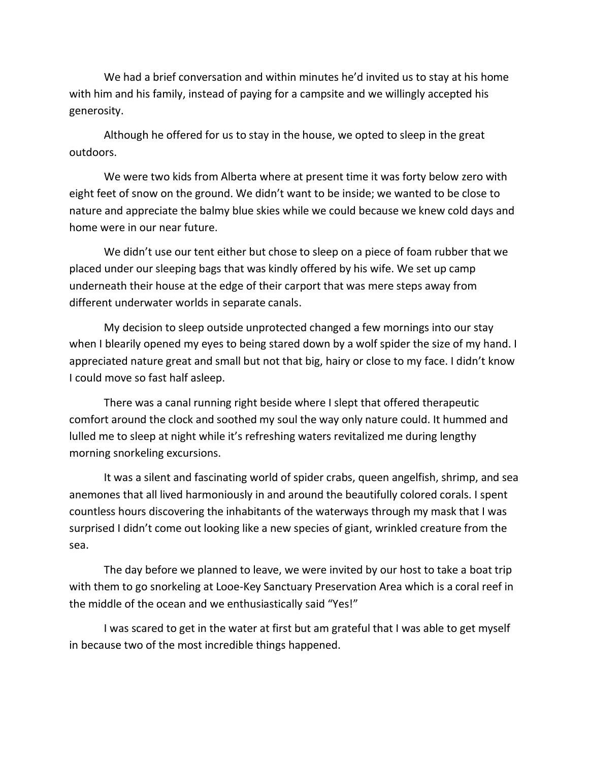We had a brief conversation and within minutes he'd invited us to stay at his home with him and his family, instead of paying for a campsite and we willingly accepted his generosity.

Although he offered for us to stay in the house, we opted to sleep in the great outdoors.

We were two kids from Alberta where at present time it was forty below zero with eight feet of snow on the ground. We didn't want to be inside; we wanted to be close to nature and appreciate the balmy blue skies while we could because we knew cold days and home were in our near future.

We didn't use our tent either but chose to sleep on a piece of foam rubber that we placed under our sleeping bags that was kindly offered by his wife. We set up camp underneath their house at the edge of their carport that was mere steps away from different underwater worlds in separate canals.

My decision to sleep outside unprotected changed a few mornings into our stay when I blearily opened my eyes to being stared down by a wolf spider the size of my hand. I appreciated nature great and small but not that big, hairy or close to my face. I didn't know I could move so fast half asleep.

There was a canal running right beside where I slept that offered therapeutic comfort around the clock and soothed my soul the way only nature could. It hummed and lulled me to sleep at night while it's refreshing waters revitalized me during lengthy morning snorkeling excursions.

It was a silent and fascinating world of spider crabs, queen angelfish, shrimp, and sea anemones that all lived harmoniously in and around the beautifully colored corals. I spent countless hours discovering the inhabitants of the waterways through my mask that I was surprised I didn't come out looking like a new species of giant, wrinkled creature from the sea.

The day before we planned to leave, we were invited by our host to take a boat trip with them to go snorkeling at Looe-Key Sanctuary Preservation Area which is a coral reef in the middle of the ocean and we enthusiastically said "Yes!"

I was scared to get in the water at first but am grateful that I was able to get myself in because two of the most incredible things happened.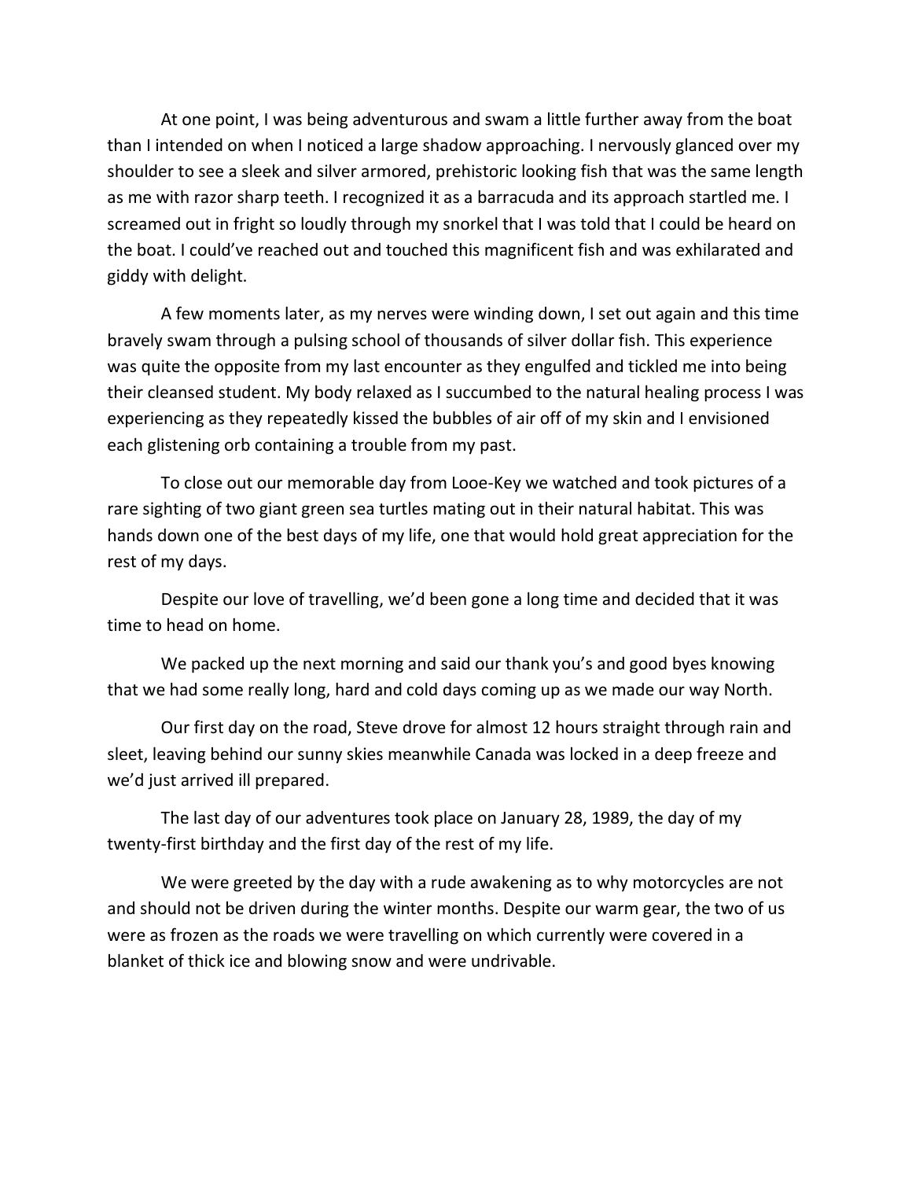At one point, I was being adventurous and swam a little further away from the boat than I intended on when I noticed a large shadow approaching. I nervously glanced over my shoulder to see a sleek and silver armored, prehistoric looking fish that was the same length as me with razor sharp teeth. I recognized it as a barracuda and its approach startled me. I screamed out in fright so loudly through my snorkel that I was told that I could be heard on the boat. I could've reached out and touched this magnificent fish and was exhilarated and giddy with delight.

A few moments later, as my nerves were winding down, I set out again and this time bravely swam through a pulsing school of thousands of silver dollar fish. This experience was quite the opposite from my last encounter as they engulfed and tickled me into being their cleansed student. My body relaxed as I succumbed to the natural healing process I was experiencing as they repeatedly kissed the bubbles of air off of my skin and I envisioned each glistening orb containing a trouble from my past.

To close out our memorable day from Looe-Key we watched and took pictures of a rare sighting of two giant green sea turtles mating out in their natural habitat. This was hands down one of the best days of my life, one that would hold great appreciation for the rest of my days.

Despite our love of travelling, we'd been gone a long time and decided that it was time to head on home.

We packed up the next morning and said our thank you's and good byes knowing that we had some really long, hard and cold days coming up as we made our way North.

Our first day on the road, Steve drove for almost 12 hours straight through rain and sleet, leaving behind our sunny skies meanwhile Canada was locked in a deep freeze and we'd just arrived ill prepared.

The last day of our adventures took place on January 28, 1989, the day of my twenty-first birthday and the first day of the rest of my life.

We were greeted by the day with a rude awakening as to why motorcycles are not and should not be driven during the winter months. Despite our warm gear, the two of us were as frozen as the roads we were travelling on which currently were covered in a blanket of thick ice and blowing snow and were undrivable.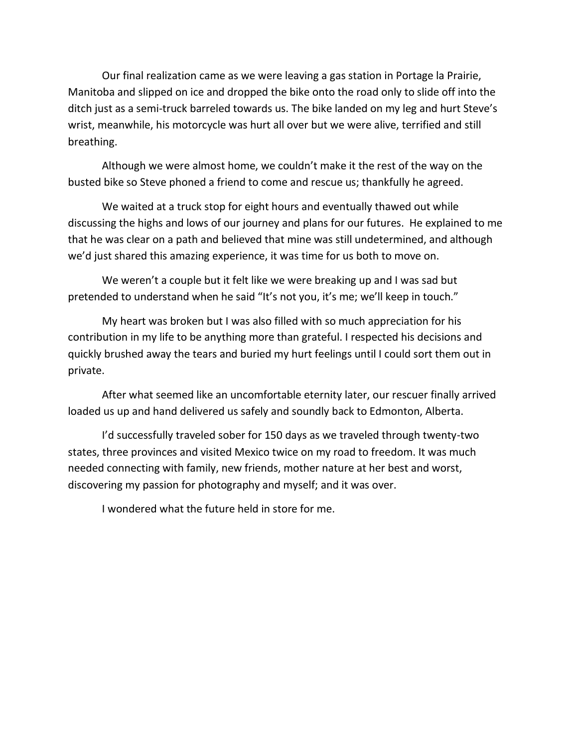Our final realization came as we were leaving a gas station in Portage la Prairie, Manitoba and slipped on ice and dropped the bike onto the road only to slide off into the ditch just as a semi-truck barreled towards us. The bike landed on my leg and hurt Steve's wrist, meanwhile, his motorcycle was hurt all over but we were alive, terrified and still breathing.

Although we were almost home, we couldn't make it the rest of the way on the busted bike so Steve phoned a friend to come and rescue us; thankfully he agreed.

We waited at a truck stop for eight hours and eventually thawed out while discussing the highs and lows of our journey and plans for our futures. He explained to me that he was clear on a path and believed that mine was still undetermined, and although we'd just shared this amazing experience, it was time for us both to move on.

We weren't a couple but it felt like we were breaking up and I was sad but pretended to understand when he said "It's not you, it's me; we'll keep in touch."

My heart was broken but I was also filled with so much appreciation for his contribution in my life to be anything more than grateful. I respected his decisions and quickly brushed away the tears and buried my hurt feelings until I could sort them out in private.

After what seemed like an uncomfortable eternity later, our rescuer finally arrived loaded us up and hand delivered us safely and soundly back to Edmonton, Alberta.

I'd successfully traveled sober for 150 days as we traveled through twenty-two states, three provinces and visited Mexico twice on my road to freedom. It was much needed connecting with family, new friends, mother nature at her best and worst, discovering my passion for photography and myself; and it was over.

I wondered what the future held in store for me.